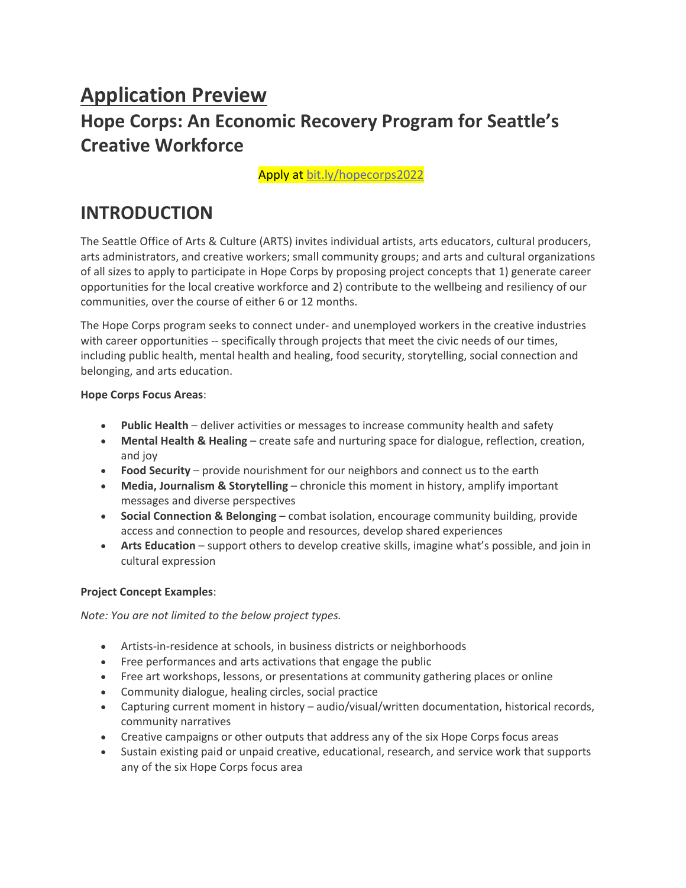# Application Preview

## Hope Corps: An Economic Recovery Program for Seattle's Creative Workforce

Apply at [bit.ly/hopecorps2022](bit.ly/hopecorps2022)

## INTRODUCTION

The Seattle Office of Arts & Culture (ARTS) invites individual artists, arts educators, cultural producers, arts administrators, and creative workers; small community groups; and arts and cultural organizations of all sizes to apply to participate in Hope Corps by proposing project concepts that 1) generate career opportunities for the local creative workforce and 2) contribute to the wellbeing and resiliency of our communities, over the course of either 6 or 12 months.

The Hope Corps program seeks to connect under- and unemployed workers in the creative industries with career opportunities -- specifically through projects that meet the civic needs of our times, including public health, mental health and healing, food security, storytelling, social connection and belonging, and arts education.

**Hope Corps Focus Areas**:

- **Public Health** – deliver activities or messages to increase community health and safety
- **Mental Health & Healing** – create safe and nurturing space for dialogue, reflection, creation, and joy
- **Food Security** – provide nourishment for our neighbors and connect us to the earth
- **Media, Journalism & Storytelling** – chronicle this moment in history, amplify important messages and diverse perspectives
- **Social Connection & Belonging** – combat isolation, encourage community building, provide access and connection to people and resources, develop shared experiences
- **Arts Education** – support others to develop creative skills, imagine what's possible, and join in cultural expression

**Project Concept Examples**:

*Note: You are not limited to the below project types.*

- Artists-in-residence at schools, in business districts or neighborhoods
- Free performances and arts activations that engage the public
- Free art workshops, lessons, or presentations at community gathering places or online
- Community dialogue, healing circles, social practice
- Capturing current moment in history – audio/visual/written documentation, historical records, community narratives
- Creative campaigns or other outputs that address any of the six Hope Corps focus areas
- Sustain existing paid or unpaid creative, educational, research, and service work that supports any of the six Hope Corps focus area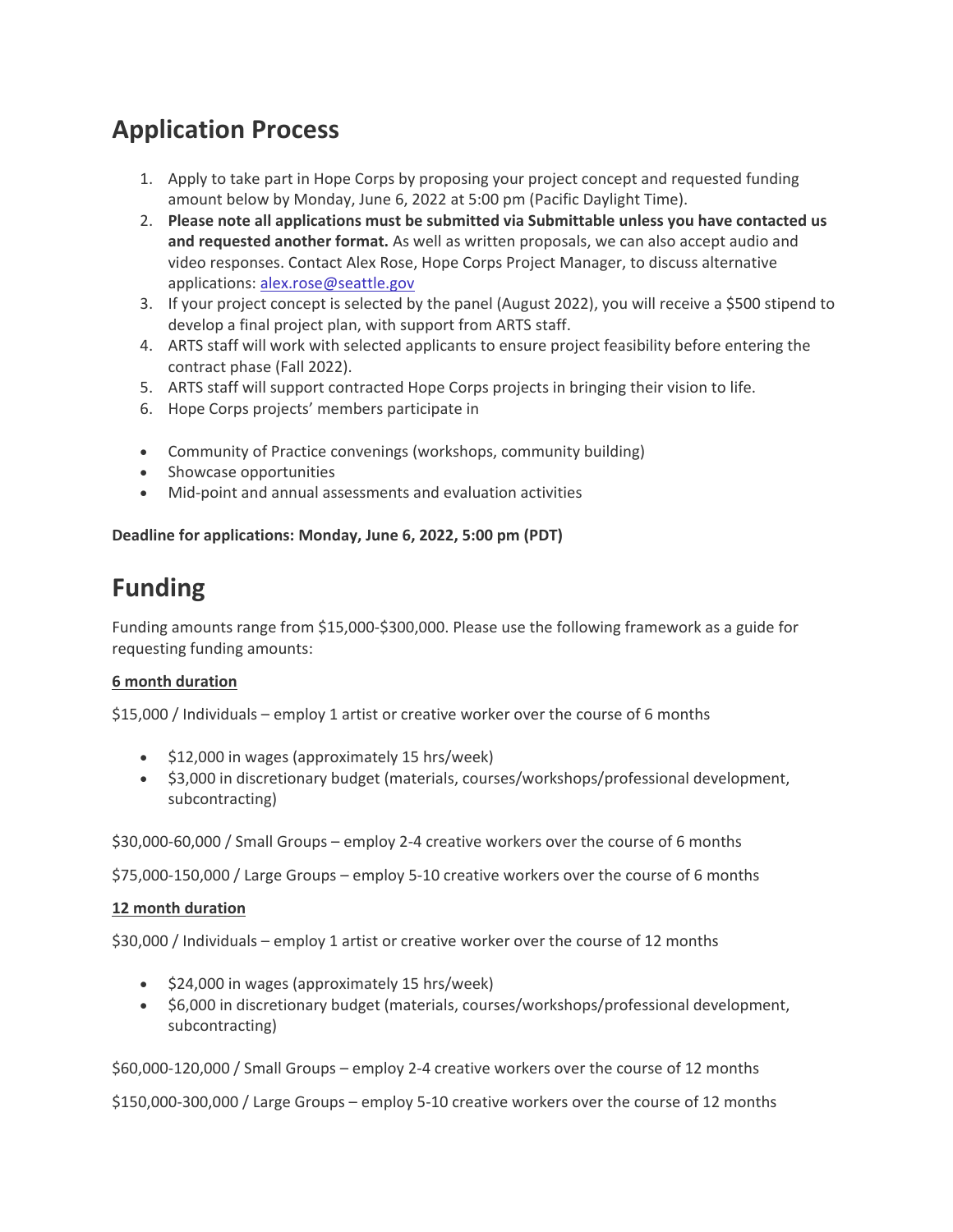## Application Process

1. Apply to take part in Hope Corps by proposing your project concept and requested funding amount below by Monday, June 6, 2022 at 5:00 pm (Pacific Daylight Time).
2. **Please note all applications must be submitted via Submittable unless you have contacted us and requested another format.** As well as written proposals, we can also accept audio and video responses. Contact Alex Rose, Hope Corps Project Manager, to discuss alternative applications: [alex.rose@seattle.gov](mailto:alex.rose@seattle.gov)
3. If your project concept is selected by the panel (August 2022), you will receive a $500 stipend to develop a final project plan, with support from ARTS staff.
4. ARTS staff will work with selected applicants to ensure project feasibility before entering the contract phase (Fall 2022).
5. ARTS staff will support contracted Hope Corps projects in bringing their vision to life.
6. Hope Corps projects' members participate in

- Community of Practice convenings (workshops, community building)
- Showcase opportunities
- Mid-point and annual assessments and evaluation activities

**Deadline for applications: Monday, June 6, 2022, 5:00 pm (PDT)**

## Funding

Funding amounts range from $15,000-$300,000. Please use the following framework as a guide for requesting funding amounts:

**6 month duration**

$15,000 / Individuals – employ 1 artist or creative worker over the course of 6 months

- $12,000 in wages (approximately 15 hrs/week)
- $3,000 in discretionary budget (materials, courses/workshops/professional development, subcontracting)

$30,000-60,000 / Small Groups – employ 2-4 creative workers over the course of 6 months

$75,000-150,000 / Large Groups – employ 5-10 creative workers over the course of 6 months

**12 month duration**

$30,000 / Individuals – employ 1 artist or creative worker over the course of 12 months

- $24,000 in wages (approximately 15 hrs/week)
- $6,000 in discretionary budget (materials, courses/workshops/professional development, subcontracting)

$60,000-120,000 / Small Groups – employ 2-4 creative workers over the course of 12 months

$150,000-300,000 / Large Groups – employ 5-10 creative workers over the course of 12 months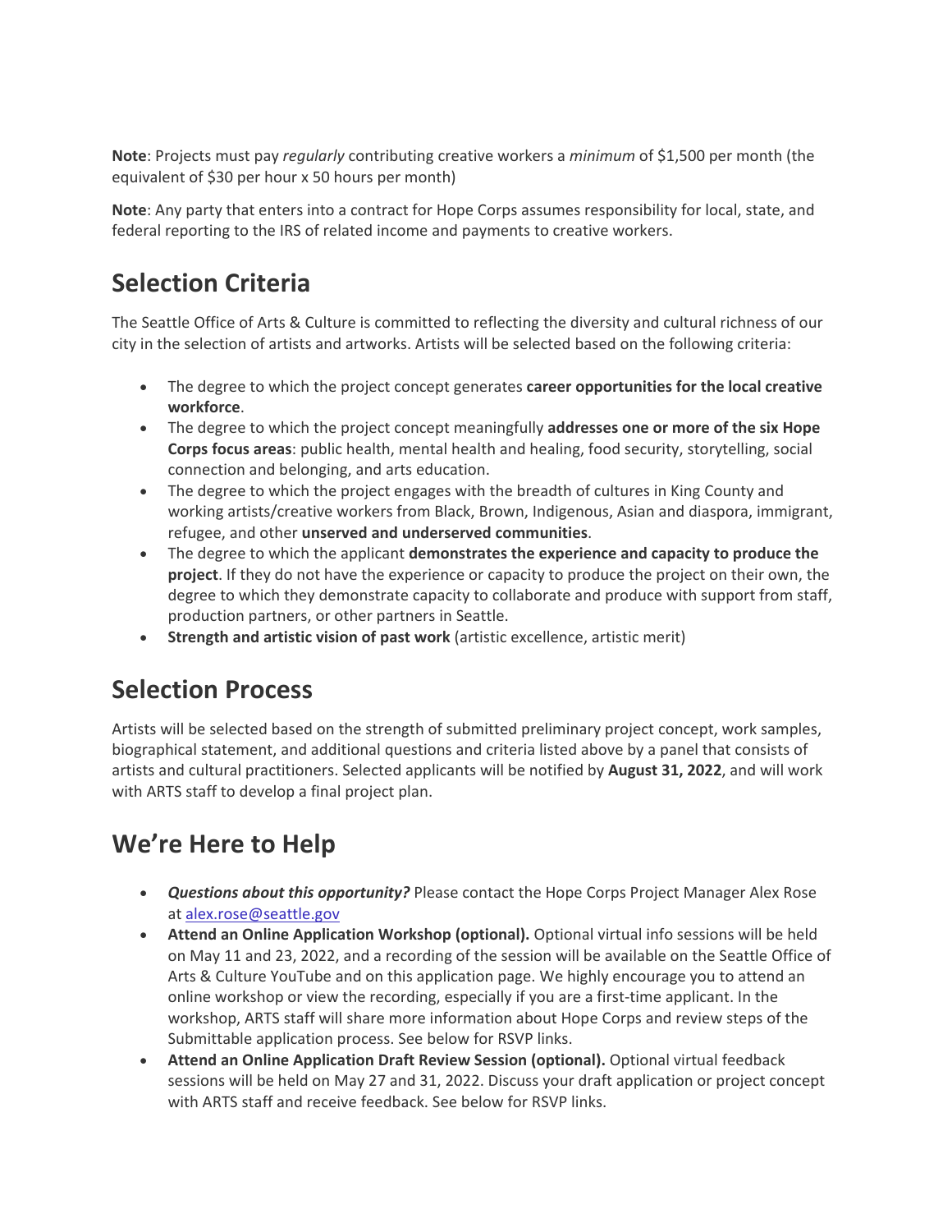**Note**: Projects must pay *regularly* contributing creative workers a *minimum* of $1,500 per month (the equivalent of $30 per hour x 50 hours per month)

**Note**: Any party that enters into a contract for Hope Corps assumes responsibility for local, state, and federal reporting to the IRS of related income and payments to creative workers.

## Selection Criteria

The Seattle Office of Arts & Culture is committed to reflecting the diversity and cultural richness of our city in the selection of artists and artworks. Artists will be selected based on the following criteria:

- The degree to which the project concept generates **career opportunities for the local creative workforce**.
- The degree to which the project concept meaningfully **addresses one or more of the six Hope Corps focus areas**: public health, mental health and healing, food security, storytelling, social connection and belonging, and arts education.
- The degree to which the project engages with the breadth of cultures in King County and working artists/creative workers from Black, Brown, Indigenous, Asian and diaspora, immigrant, refugee, and other **unserved and underserved communities**.
- The degree to which the applicant **demonstrates the experience and capacity to produce the project**. If they do not have the experience or capacity to produce the project on their own, the degree to which they demonstrate capacity to collaborate and produce with support from staff, production partners, or other partners in Seattle.
- **Strength and artistic vision of past work** (artistic excellence, artistic merit)

## Selection Process

Artists will be selected based on the strength of submitted preliminary project concept, work samples, biographical statement, and additional questions and criteria listed above by a panel that consists of artists and cultural practitioners. Selected applicants will be notified by **August 31, 2022**, and will work with ARTS staff to develop a final project plan.

## We're Here to Help

- ***Questions about this opportunity?*** Please contact the Hope Corps Project Manager Alex Rose at alex.rose@seattle.gov
- **Attend an Online Application Workshop (optional).** Optional virtual info sessions will be held on May 11 and 23, 2022, and a recording of the session will be available on the Seattle Office of Arts & Culture YouTube and on this application page. We highly encourage you to attend an online workshop or view the recording, especially if you are a first-time applicant. In the workshop, ARTS staff will share more information about Hope Corps and review steps of the Submittable application process. See below for RSVP links.
- **Attend an Online Application Draft Review Session (optional).** Optional virtual feedback sessions will be held on May 27 and 31, 2022. Discuss your draft application or project concept with ARTS staff and receive feedback. See below for RSVP links.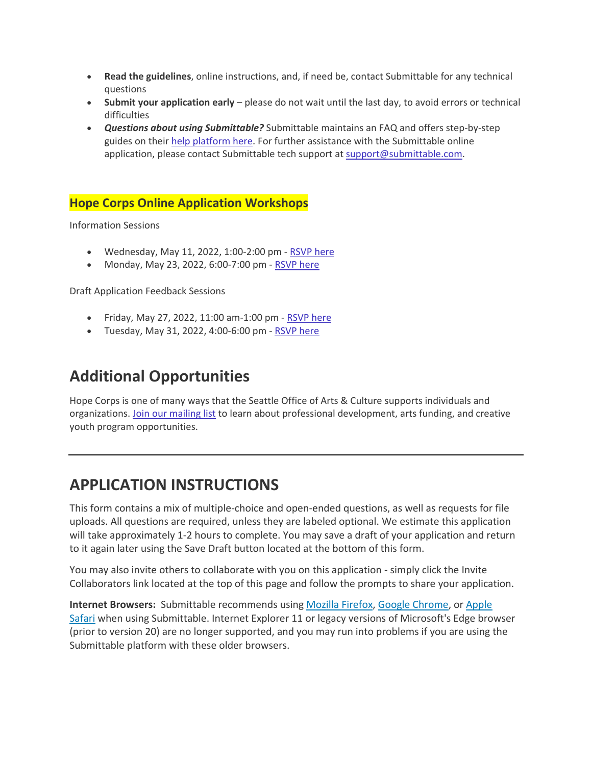- **Read the guidelines**, online instructions, and, if need be, contact Submittable for any technical questions
- **Submit your application early** – please do not wait until the last day, to avoid errors or technical difficulties
- ***Questions about using Submittable?*** Submittable maintains an FAQ and offers step-by-step guides on their help platform here. For further assistance with the Submittable online application, please contact Submittable tech support at support@submittable.com.

### Hope Corps Online Application Workshops

Information Sessions

- Wednesday, May 11, 2022, 1:00-2:00 pm - RSVP here
- Monday, May 23, 2022, 6:00-7:00 pm - RSVP here

Draft Application Feedback Sessions

- Friday, May 27, 2022, 11:00 am-1:00 pm - RSVP here
- Tuesday, May 31, 2022, 4:00-6:00 pm - RSVP here

## Additional Opportunities

Hope Corps is one of many ways that the Seattle Office of Arts & Culture supports individuals and organizations. Join our mailing list to learn about professional development, arts funding, and creative youth program opportunities.

---

## APPLICATION INSTRUCTIONS

This form contains a mix of multiple-choice and open-ended questions, as well as requests for file uploads. All questions are required, unless they are labeled optional. We estimate this application will take approximately 1-2 hours to complete. You may save a draft of your application and return to it again later using the Save Draft button located at the bottom of this form.

You may also invite others to collaborate with you on this application - simply click the Invite Collaborators link located at the top of this page and follow the prompts to share your application.

**Internet Browsers:** Submittable recommends using Mozilla Firefox, Google Chrome, or Apple Safari when using Submittable. Internet Explorer 11 or legacy versions of Microsoft's Edge browser (prior to version 20) are no longer supported, and you may run into problems if you are using the Submittable platform with these older browsers.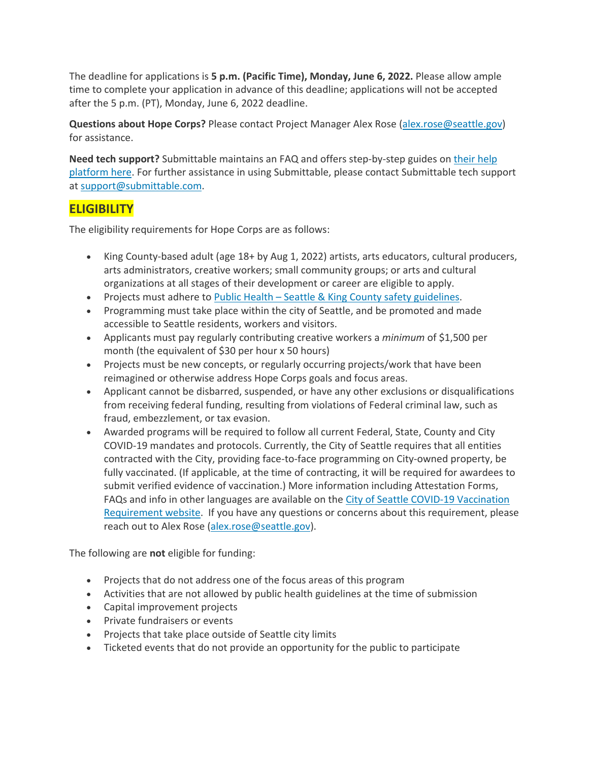The deadline for applications is **5 p.m. (Pacific Time), Monday, June 6, 2022.** Please allow ample time to complete your application in advance of this deadline; applications will not be accepted after the 5 p.m. (PT), Monday, June 6, 2022 deadline.

**Questions about Hope Corps?** Please contact Project Manager Alex Rose (alex.rose@seattle.gov) for assistance.

**Need tech support?** Submittable maintains an FAQ and offers step-by-step guides on their help platform here. For further assistance in using Submittable, please contact Submittable tech support at support@submittable.com.

## ELIGIBILITY

The eligibility requirements for Hope Corps are as follows:

- King County-based adult (age 18+ by Aug 1, 2022) artists, arts educators, cultural producers, arts administrators, creative workers; small community groups; or arts and cultural organizations at all stages of their development or career are eligible to apply.
- Projects must adhere to Public Health – Seattle & King County safety guidelines.
- Programming must take place within the city of Seattle, and be promoted and made accessible to Seattle residents, workers and visitors.
- Applicants must pay regularly contributing creative workers a *minimum* of $1,500 per month (the equivalent of $30 per hour x 50 hours)
- Projects must be new concepts, or regularly occurring projects/work that have been reimagined or otherwise address Hope Corps goals and focus areas.
- Applicant cannot be disbarred, suspended, or have any other exclusions or disqualifications from receiving federal funding, resulting from violations of Federal criminal law, such as fraud, embezzlement, or tax evasion.
- Awarded programs will be required to follow all current Federal, State, County and City COVID-19 mandates and protocols. Currently, the City of Seattle requires that all entities contracted with the City, providing face-to-face programming on City-owned property, be fully vaccinated. (If applicable, at the time of contracting, it will be required for awardees to submit verified evidence of vaccination.) More information including Attestation Forms, FAQs and info in other languages are available on the City of Seattle COVID-19 Vaccination Requirement website. If you have any questions or concerns about this requirement, please reach out to Alex Rose (alex.rose@seattle.gov).

The following are **not** eligible for funding:

- Projects that do not address one of the focus areas of this program
- Activities that are not allowed by public health guidelines at the time of submission
- Capital improvement projects
- Private fundraisers or events
- Projects that take place outside of Seattle city limits
- Ticketed events that do not provide an opportunity for the public to participate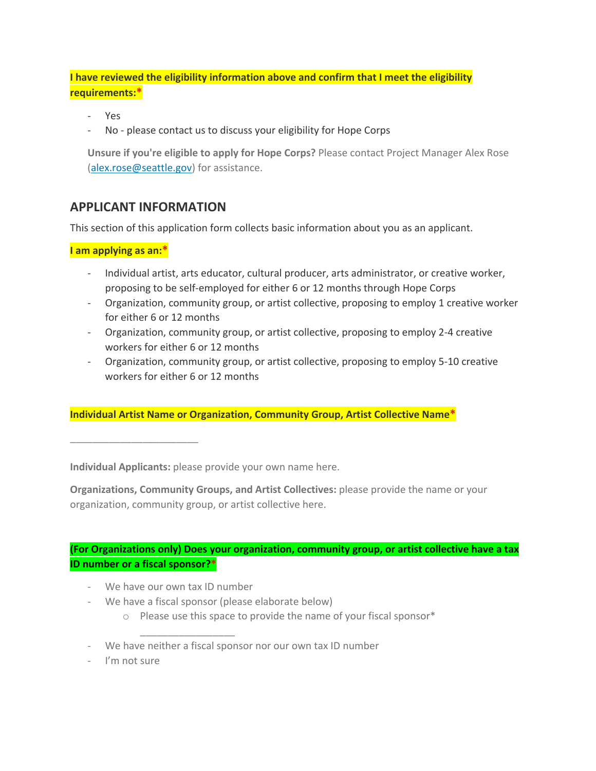**I have reviewed the eligibility information above and confirm that I meet the eligibility requirements:***

- Yes
- No - please contact us to discuss your eligibility for Hope Corps

**Unsure if you're eligible to apply for Hope Corps?** Please contact Project Manager Alex Rose (alex.rose@seattle.gov) for assistance.

## APPLICANT INFORMATION

This section of this application form collects basic information about you as an applicant.

**I am applying as an:***

- Individual artist, arts educator, cultural producer, arts administrator, or creative worker, proposing to be self-employed for either 6 or 12 months through Hope Corps
- Organization, community group, or artist collective, proposing to employ 1 creative worker for either 6 or 12 months
- Organization, community group, or artist collective, proposing to employ 2-4 creative workers for either 6 or 12 months
- Organization, community group, or artist collective, proposing to employ 5-10 creative workers for either 6 or 12 months

**Individual Artist Name or Organization, Community Group, Artist Collective Name***

\_\_\_\_\_\_\_\_\_\_\_\_\_\_\_\_\_\_\_\_\_\_\_\_

**Individual Applicants:** please provide your own name here.

**Organizations, Community Groups, and Artist Collectives:** please provide the name or your organization, community group, or artist collective here.

**(For Organizations only) Does your organization, community group, or artist collective have a tax ID number or a fiscal sponsor?***

- We have our own tax ID number
- We have a fiscal sponsor (please elaborate below)
  - Please use this space to provide the name of your fiscal sponsor*

    \_\_\_\_\_\_\_\_\_\_\_\_\_\_\_\_\_\_
- We have neither a fiscal sponsor nor our own tax ID number
- I'm not sure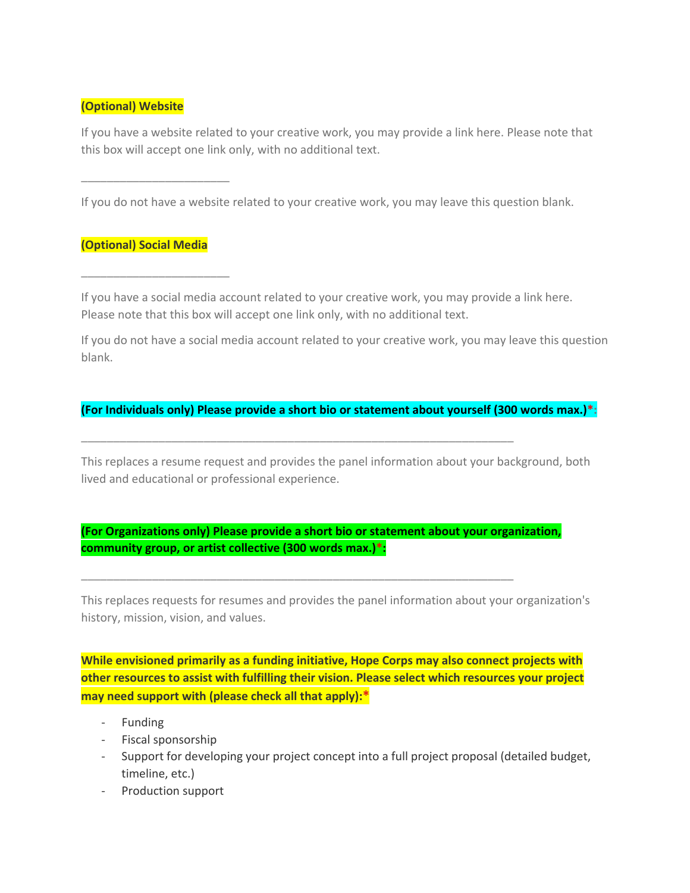**(Optional) Website**

If you have a website related to your creative work, you may provide a link here. Please note that this box will accept one link only, with no additional text.

______________________

If you do not have a website related to your creative work, you may leave this question blank.

**(Optional) Social Media**

______________________

If you have a social media account related to your creative work, you may provide a link here. Please note that this box will accept one link only, with no additional text.

If you do not have a social media account related to your creative work, you may leave this question blank.

**(For Individuals only) Please provide a short bio or statement about yourself (300 words max.)*:**

_________________________________________________________________

This replaces a resume request and provides the panel information about your background, both lived and educational or professional experience.

**(For Organizations only) Please provide a short bio or statement about your organization, community group, or artist collective (300 words max.)*:**

_________________________________________________________________

This replaces requests for resumes and provides the panel information about your organization's history, mission, vision, and values.

**While envisioned primarily as a funding initiative, Hope Corps may also connect projects with other resources to assist with fulfilling their vision. Please select which resources your project may need support with (please check all that apply):***

- Funding
- Fiscal sponsorship
- Support for developing your project concept into a full project proposal (detailed budget, timeline, etc.)
- Production support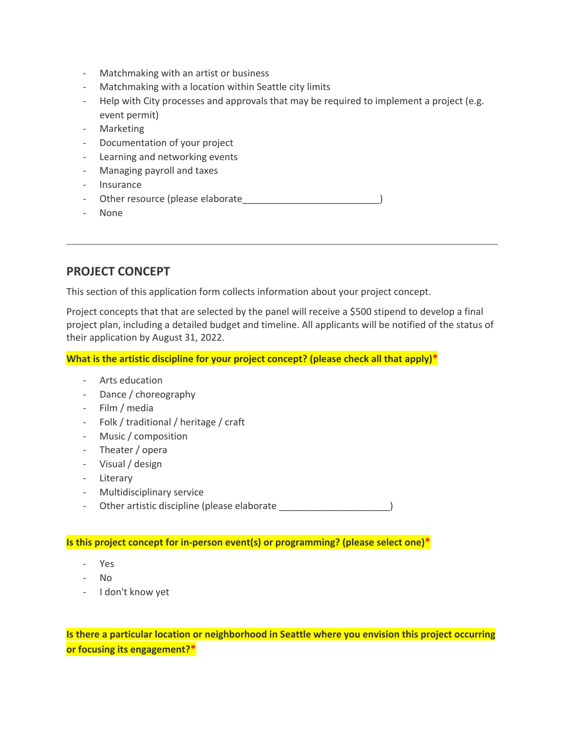- Matchmaking with an artist or business
- Matchmaking with a location within Seattle city limits
- Help with City processes and approvals that may be required to implement a project (e.g. event permit)
- Marketing
- Documentation of your project
- Learning and networking events
- Managing payroll and taxes
- Insurance
- Other resource (please elaborate___________________________)
- None

---

## PROJECT CONCEPT

This section of this application form collects information about your project concept.

Project concepts that that are selected by the panel will receive a $500 stipend to develop a final project plan, including a detailed budget and timeline. All applicants will be notified of the status of their application by August 31, 2022.

**What is the artistic discipline for your project concept? (please check all that apply)***

- Arts education
- Dance / choreography
- Film / media
- Folk / traditional / heritage / craft
- Music / composition
- Theater / opera
- Visual / design
- Literary
- Multidisciplinary service
- Other artistic discipline (please elaborate _____________________)

**Is this project concept for in-person event(s) or programming? (please select one)***

- Yes
- No
- I don't know yet

**Is there a particular location or neighborhood in Seattle where you envision this project occurring or focusing its engagement?***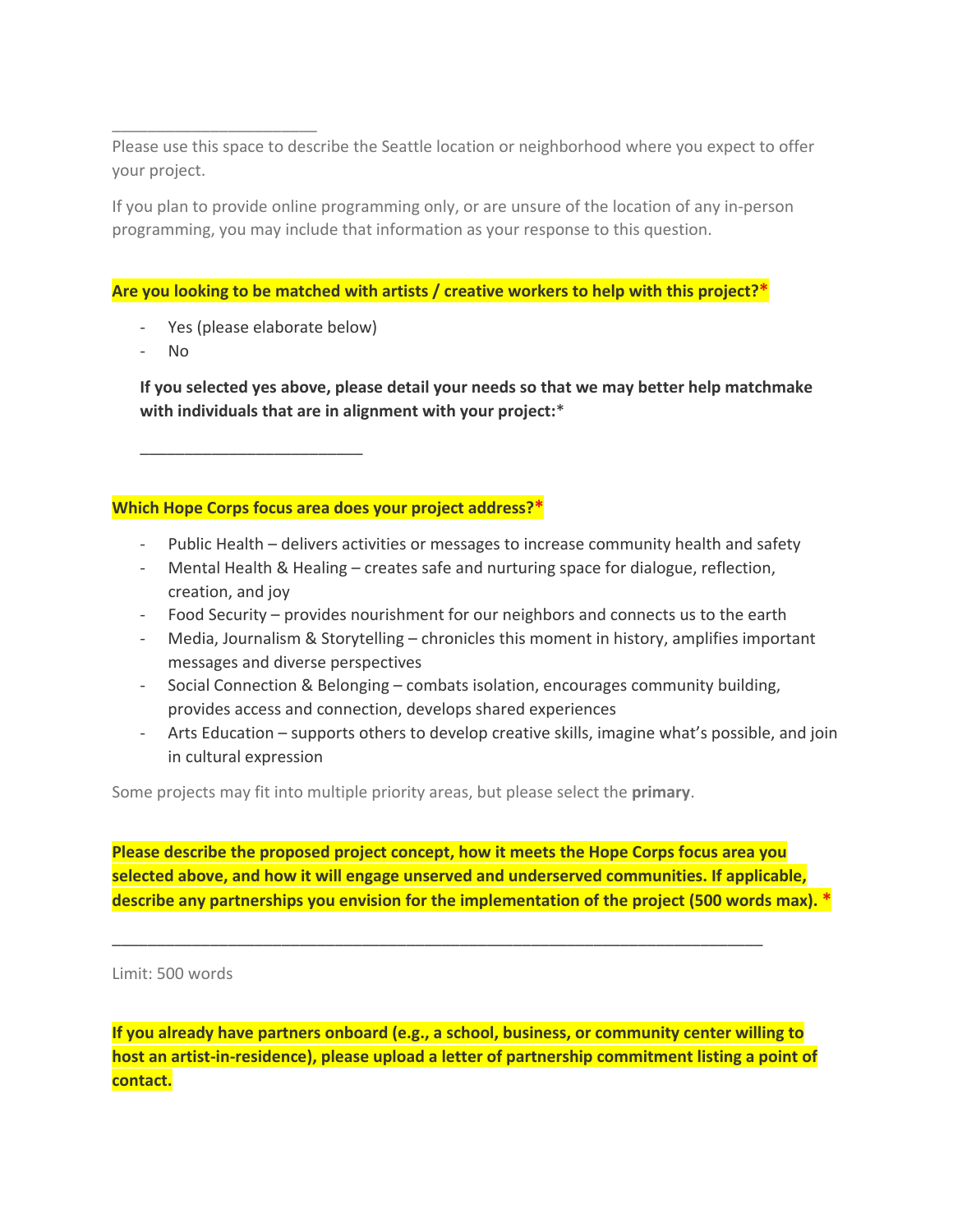\_\_\_\_\_\_\_\_\_\_\_\_\_\_\_\_\_\_\_\_\_\_\_

Please use this space to describe the Seattle location or neighborhood where you expect to offer your project.

If you plan to provide online programming only, or are unsure of the location of any in-person programming, you may include that information as your response to this question.

**Are you looking to be matched with artists / creative workers to help with this project?***

- Yes (please elaborate below)
- No

**If you selected yes above, please detail your needs so that we may better help matchmake with individuals that are in alignment with your project:***

\_\_\_\_\_\_\_\_\_\_\_\_\_\_\_\_\_\_\_\_\_\_\_\_\_

**Which Hope Corps focus area does your project address?***

- Public Health – delivers activities or messages to increase community health and safety
- Mental Health & Healing – creates safe and nurturing space for dialogue, reflection, creation, and joy
- Food Security – provides nourishment for our neighbors and connects us to the earth
- Media, Journalism & Storytelling – chronicles this moment in history, amplifies important messages and diverse perspectives
- Social Connection & Belonging – combats isolation, encourages community building, provides access and connection, develops shared experiences
- Arts Education – supports others to develop creative skills, imagine what's possible, and join in cultural expression

Some projects may fit into multiple priority areas, but please select the **primary**.

**Please describe the proposed project concept, how it meets the Hope Corps focus area you selected above, and how it will engage unserved and underserved communities. If applicable, describe any partnerships you envision for the implementation of the project (500 words max). ***

\_\_\_\_\_\_\_\_\_\_\_\_\_\_\_\_\_\_\_\_\_\_\_\_\_\_\_\_\_\_\_\_\_\_\_\_\_\_\_\_\_\_\_\_\_\_\_\_\_\_\_\_\_\_\_\_\_\_\_\_\_\_\_\_\_\_\_\_\_\_\_\_

Limit: 500 words

**If you already have partners onboard (e.g., a school, business, or community center willing to host an artist-in-residence), please upload a letter of partnership commitment listing a point of contact.**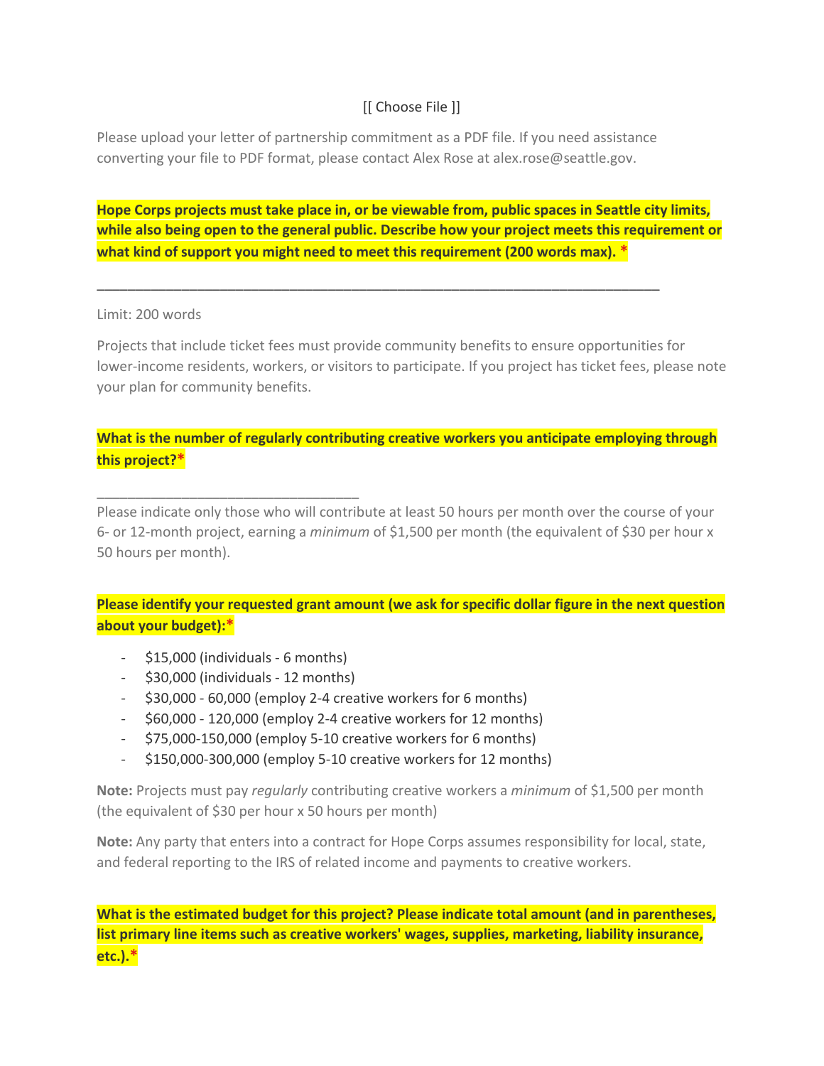[[ Choose File ]]

Please upload your letter of partnership commitment as a PDF file. If you need assistance converting your file to PDF format, please contact Alex Rose at alex.rose@seattle.gov.

**Hope Corps projects must take place in, or be viewable from, public spaces in Seattle city limits, while also being open to the general public. Describe how your project meets this requirement or what kind of support you might need to meet this requirement (200 words max). ***

\_\_\_\_\_\_\_\_\_\_\_\_\_\_\_\_\_\_\_\_\_\_\_\_\_\_\_\_\_\_\_\_\_\_\_\_\_\_\_\_\_\_\_\_\_\_\_\_\_\_\_\_\_\_\_\_\_\_\_\_\_\_\_\_\_\_\_\_\_\_\_\_

Limit: 200 words

Projects that include ticket fees must provide community benefits to ensure opportunities for lower-income residents, workers, or visitors to participate. If you project has ticket fees, please note your plan for community benefits.

**What is the number of regularly contributing creative workers you anticipate employing through this project?***

\_\_\_\_\_\_\_\_\_\_\_\_\_\_\_\_\_\_\_\_\_\_\_\_\_\_\_\_\_\_\_\_\_\_\_

Please indicate only those who will contribute at least 50 hours per month over the course of your 6- or 12-month project, earning a *minimum* of $1,500 per month (the equivalent of $30 per hour x 50 hours per month).

**Please identify your requested grant amount (we ask for specific dollar figure in the next question about your budget):***

- $15,000 (individuals - 6 months)
- $30,000 (individuals - 12 months)
- $30,000 - 60,000 (employ 2-4 creative workers for 6 months)
- $60,000 - 120,000 (employ 2-4 creative workers for 12 months)
- $75,000-150,000 (employ 5-10 creative workers for 6 months)
- $150,000-300,000 (employ 5-10 creative workers for 12 months)

**Note:** Projects must pay *regularly* contributing creative workers a *minimum* of $1,500 per month (the equivalent of $30 per hour x 50 hours per month)

**Note:** Any party that enters into a contract for Hope Corps assumes responsibility for local, state, and federal reporting to the IRS of related income and payments to creative workers.

**What is the estimated budget for this project? Please indicate total amount (and in parentheses, list primary line items such as creative workers' wages, supplies, marketing, liability insurance, etc.).***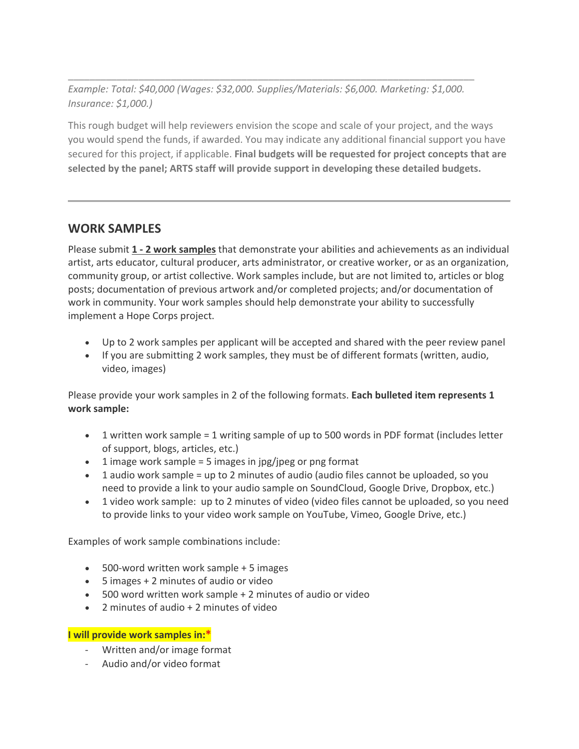_____________________________________________________________________________

*Example: Total: $40,000 (Wages: $32,000. Supplies/Materials: $6,000. Marketing: $1,000. Insurance: $1,000.)*

This rough budget will help reviewers envision the scope and scale of your project, and the ways you would spend the funds, if awarded. You may indicate any additional financial support you have secured for this project, if applicable. **Final budgets will be requested for project concepts that are selected by the panel; ARTS staff will provide support in developing these detailed budgets.**

---

## WORK SAMPLES

Please submit **1 - 2 work samples** that demonstrate your abilities and achievements as an individual artist, arts educator, cultural producer, arts administrator, or creative worker, or as an organization, community group, or artist collective. Work samples include, but are not limited to, articles or blog posts; documentation of previous artwork and/or completed projects; and/or documentation of work in community. Your work samples should help demonstrate your ability to successfully implement a Hope Corps project.

- Up to 2 work samples per applicant will be accepted and shared with the peer review panel
- If you are submitting 2 work samples, they must be of different formats (written, audio, video, images)

Please provide your work samples in 2 of the following formats. **Each bulleted item represents 1 work sample:**

- 1 written work sample = 1 writing sample of up to 500 words in PDF format (includes letter of support, blogs, articles, etc.)
- 1 image work sample = 5 images in jpg/jpeg or png format
- 1 audio work sample = up to 2 minutes of audio (audio files cannot be uploaded, so you need to provide a link to your audio sample on SoundCloud, Google Drive, Dropbox, etc.)
- 1 video work sample: up to 2 minutes of video (video files cannot be uploaded, so you need to provide links to your video work sample on YouTube, Vimeo, Google Drive, etc.)

Examples of work sample combinations include:

- 500-word written work sample + 5 images
- 5 images + 2 minutes of audio or video
- 500 word written work sample + 2 minutes of audio or video
- 2 minutes of audio + 2 minutes of video

**I will provide work samples in:***

- Written and/or image format
- Audio and/or video format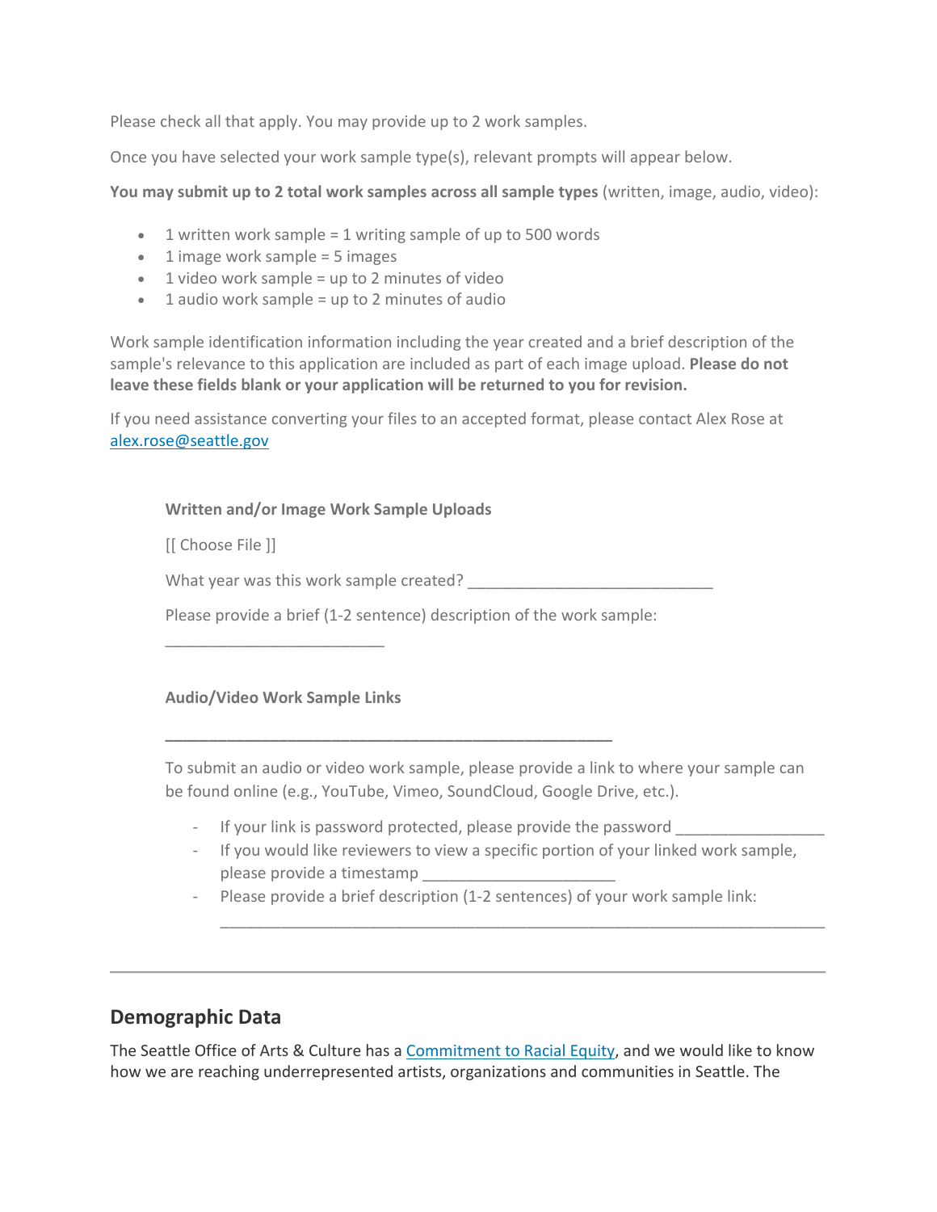Please check all that apply. You may provide up to 2 work samples.

Once you have selected your work sample type(s), relevant prompts will appear below.

**You may submit up to 2 total work samples across all sample types** (written, image, audio, video):

- 1 written work sample = 1 writing sample of up to 500 words
- 1 image work sample = 5 images
- 1 video work sample = up to 2 minutes of video
- 1 audio work sample = up to 2 minutes of audio

Work sample identification information including the year created and a brief description of the sample's relevance to this application are included as part of each image upload. **Please do not leave these fields blank or your application will be returned to you for revision.**

If you need assistance converting your files to an accepted format, please contact Alex Rose at [alex.rose@seattle.gov](mailto:alex.rose@seattle.gov)

**Written and/or Image Work Sample Uploads**

[[ Choose File ]]

What year was this work sample created? ____________________________

Please provide a brief (1-2 sentence) description of the work sample:

_________________________

**Audio/Video Work Sample Links**

___________________________________________________

To submit an audio or video work sample, please provide a link to where your sample can be found online (e.g., YouTube, Vimeo, SoundCloud, Google Drive, etc.).

- If your link is password protected, please provide the password _________________
- If you would like reviewers to view a specific portion of your linked work sample, please provide a timestamp ______________________
- Please provide a brief description (1-2 sentences) of your work sample link: _____________________________________________________________________

---

## Demographic Data

The Seattle Office of Arts & Culture has a Commitment to Racial Equity, and we would like to know how we are reaching underrepresented artists, organizations and communities in Seattle. The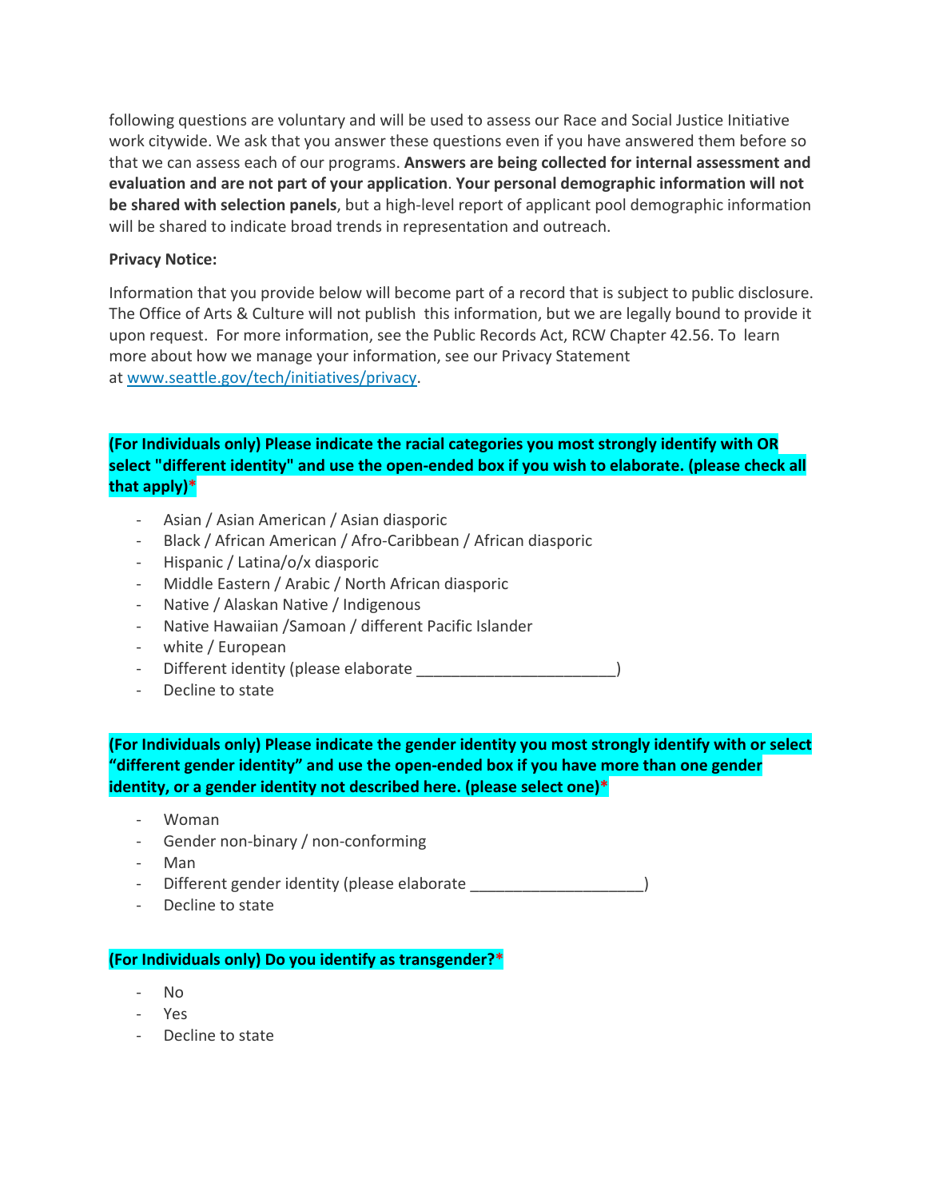following questions are voluntary and will be used to assess our Race and Social Justice Initiative work citywide. We ask that you answer these questions even if you have answered them before so that we can assess each of our programs. **Answers are being collected for internal assessment and evaluation and are not part of your application**. **Your personal demographic information will not be shared with selection panels**, but a high-level report of applicant pool demographic information will be shared to indicate broad trends in representation and outreach.

**Privacy Notice:**

Information that you provide below will become part of a record that is subject to public disclosure. The Office of Arts & Culture will not publish this information, but we are legally bound to provide it upon request. For more information, see the Public Records Act, RCW Chapter 42.56. To learn more about how we manage your information, see our Privacy Statement at [www.seattle.gov/tech/initiatives/privacy](www.seattle.gov/tech/initiatives/privacy).

**(For Individuals only) Please indicate the racial categories you most strongly identify with OR select "different identity" and use the open-ended box if you wish to elaborate. (please check all that apply)***

- Asian / Asian American / Asian diasporic
- Black / African American / Afro-Caribbean / African diasporic
- Hispanic / Latina/o/x diasporic
- Middle Eastern / Arabic / North African diasporic
- Native / Alaskan Native / Indigenous
- Native Hawaiian /Samoan / different Pacific Islander
- white / European
- Different identity (please elaborate ______________________)
- Decline to state

**(For Individuals only) Please indicate the gender identity you most strongly identify with or select "different gender identity" and use the open-ended box if you have more than one gender identity, or a gender identity not described here. (please select one)***

- Woman
- Gender non-binary / non-conforming
- Man
- Different gender identity (please elaborate ____________________)
- Decline to state

**(For Individuals only) Do you identify as transgender?***

- No
- Yes
- Decline to state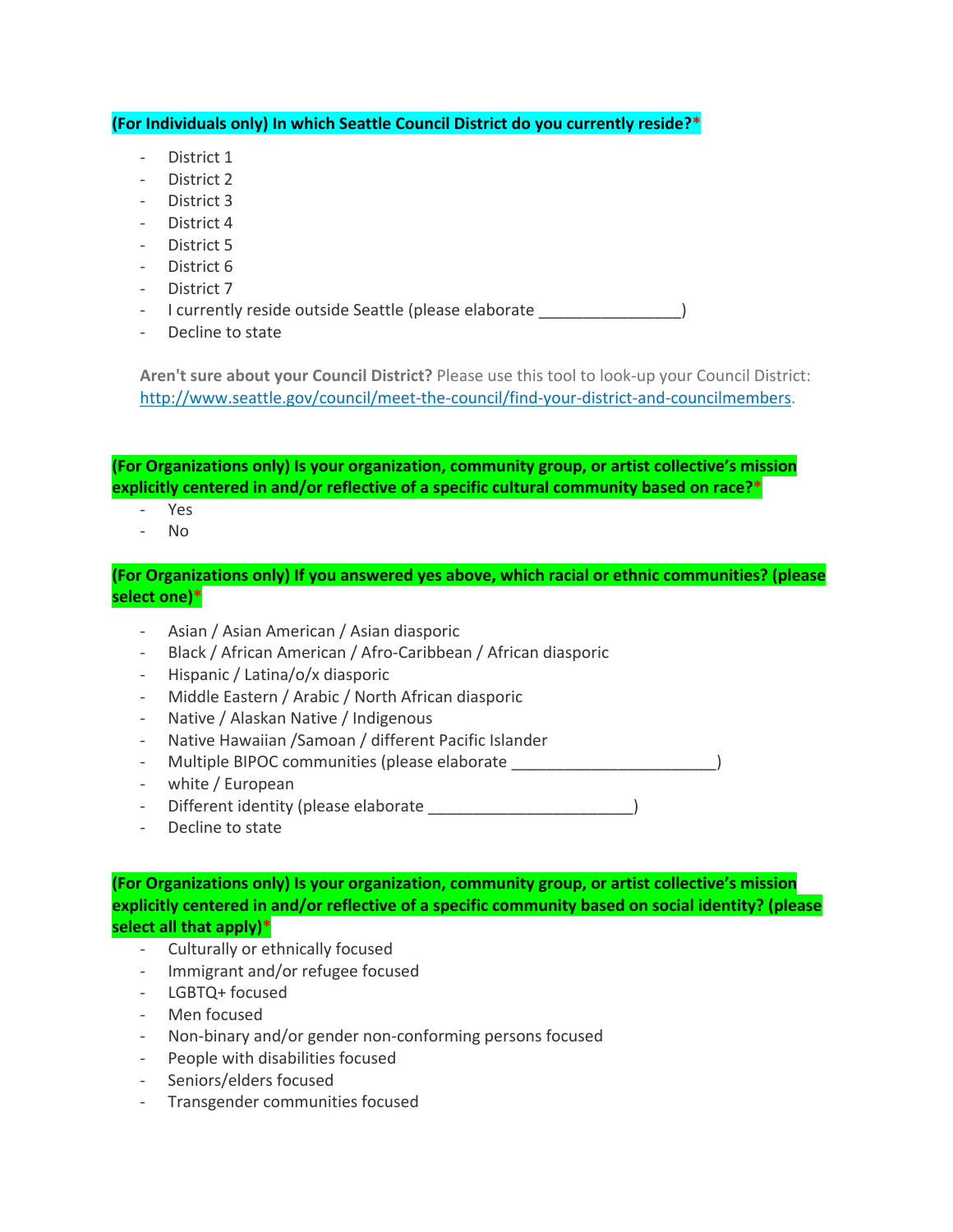**(For Individuals only) In which Seattle Council District do you currently reside?***

- District 1
- District 2
- District 3
- District 4
- District 5
- District 6
- District 7
- I currently reside outside Seattle (please elaborate ________________)
- Decline to state

**Aren't sure about your Council District?** Please use this tool to look-up your Council District: http://www.seattle.gov/council/meet-the-council/find-your-district-and-councilmembers.

**(For Organizations only) Is your organization, community group, or artist collective's mission explicitly centered in and/or reflective of a specific cultural community based on race?***

- Yes
- No

**(For Organizations only) If you answered yes above, which racial or ethnic communities? (please select one)***

- Asian / Asian American / Asian diasporic
- Black / African American / Afro-Caribbean / African diasporic
- Hispanic / Latina/o/x diasporic
- Middle Eastern / Arabic / North African diasporic
- Native / Alaskan Native / Indigenous
- Native Hawaiian /Samoan / different Pacific Islander
- Multiple BIPOC communities (please elaborate _______________________)
- white / European
- Different identity (please elaborate _______________________)
- Decline to state

**(For Organizations only) Is your organization, community group, or artist collective's mission explicitly centered in and/or reflective of a specific community based on social identity? (please select all that apply)***

- Culturally or ethnically focused
- Immigrant and/or refugee focused
- LGBTQ+ focused
- Men focused
- Non-binary and/or gender non-conforming persons focused
- People with disabilities focused
- Seniors/elders focused
- Transgender communities focused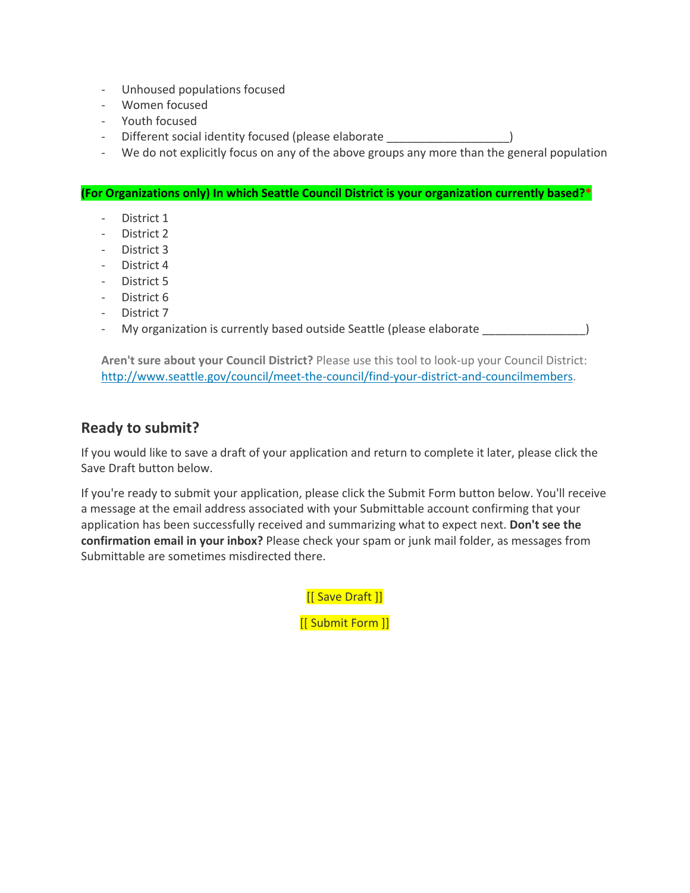- Unhoused populations focused
- Women focused
- Youth focused
- Different social identity focused (please elaborate ___________________)
- We do not explicitly focus on any of the above groups any more than the general population

**(For Organizations only) In which Seattle Council District is your organization currently based?***

- District 1
- District 2
- District 3
- District 4
- District 5
- District 6
- District 7
- My organization is currently based outside Seattle (please elaborate ________________)

**Aren't sure about your Council District?** Please use this tool to look-up your Council District: http://www.seattle.gov/council/meet-the-council/find-your-district-and-councilmembers.

## Ready to submit?

If you would like to save a draft of your application and return to complete it later, please click the Save Draft button below.

If you're ready to submit your application, please click the Submit Form button below. You'll receive a message at the email address associated with your Submittable account confirming that your application has been successfully received and summarizing what to expect next. **Don't see the confirmation email in your inbox?** Please check your spam or junk mail folder, as messages from Submittable are sometimes misdirected there.

[[ Save Draft ]]

[[ Submit Form ]]